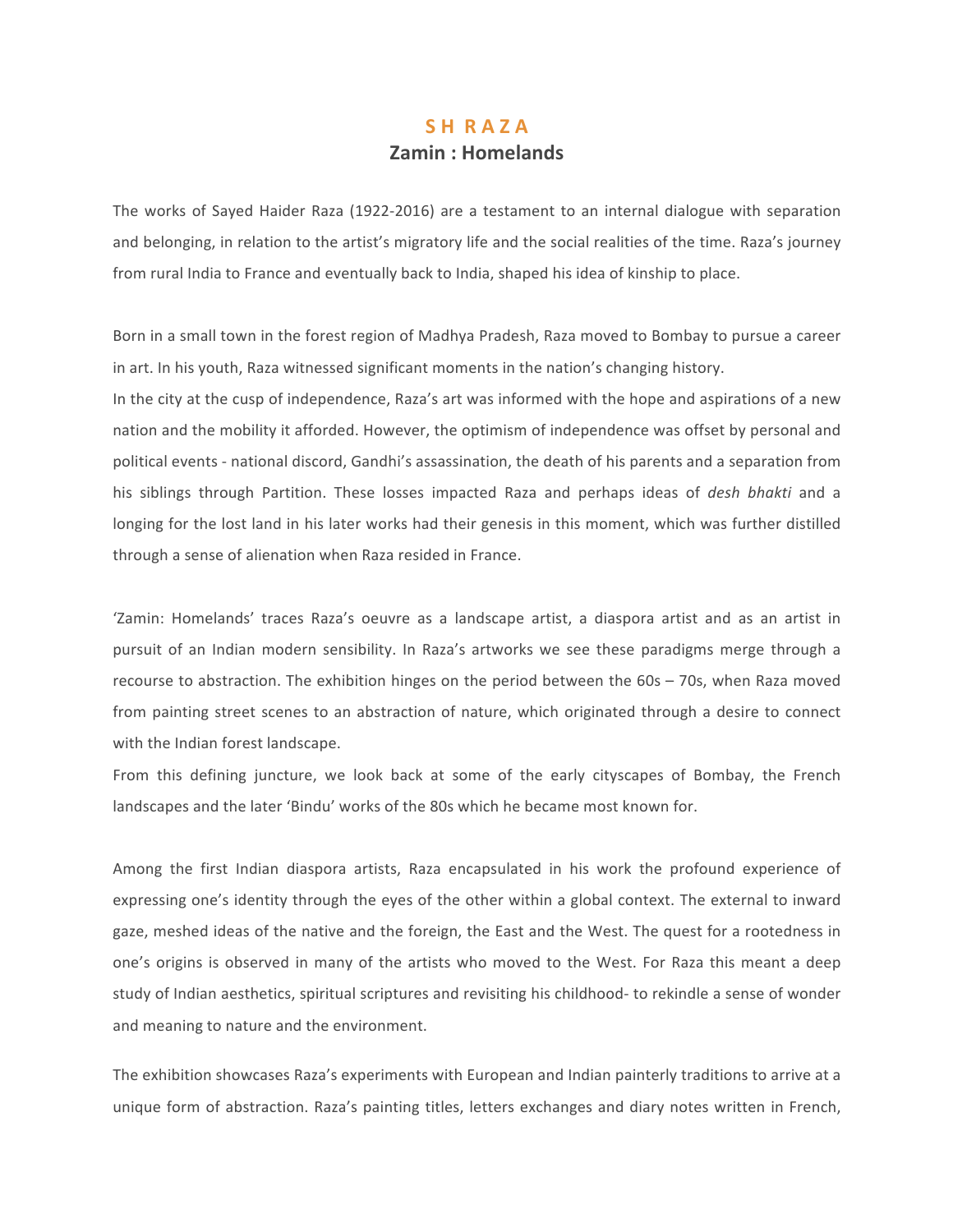# S H R A Z A

## Zamin : Homelands

The works of Sayed Haider Raza (1922-2016) are a testament to an internal dialogue with separation and belonging, in relation to the artist's migratory life and the social realities of the time. Raza's journey from rural India to France and eventually back to India, shaped his idea of kinship to place.

Born in a small town in the forest region of Madhya Pradesh, Raza moved to Bombay to pursue a career in art. In his youth, Raza witnessed significant moments in the nation's changing history.
In the city at the cusp of independence, Raza's art was informed with the hope and aspirations of a new nation and the mobility it afforded. However, the optimism of independence was offset by personal and political events - national discord, Gandhi's assassination, the death of his parents and a separation from his siblings through Partition. These losses impacted Raza and perhaps ideas of *desh bhakti* and a longing for the lost land in his later works had their genesis in this moment, which was further distilled through a sense of alienation when Raza resided in France.

'Zamin: Homelands' traces Raza's oeuvre as a landscape artist, a diaspora artist and as an artist in pursuit of an Indian modern sensibility. In Raza's artworks we see these paradigms merge through a recourse to abstraction. The exhibition hinges on the period between the 60s – 70s, when Raza moved from painting street scenes to an abstraction of nature, which originated through a desire to connect with the Indian forest landscape.
From this defining juncture, we look back at some of the early cityscapes of Bombay, the French landscapes and the later 'Bindu' works of the 80s which he became most known for.

Among the first Indian diaspora artists, Raza encapsulated in his work the profound experience of expressing one's identity through the eyes of the other within a global context. The external to inward gaze, meshed ideas of the native and the foreign, the East and the West. The quest for a rootedness in one's origins is observed in many of the artists who moved to the West. For Raza this meant a deep study of Indian aesthetics, spiritual scriptures and revisiting his childhood- to rekindle a sense of wonder and meaning to nature and the environment.

The exhibition showcases Raza's experiments with European and Indian painterly traditions to arrive at a unique form of abstraction. Raza's painting titles, letters exchanges and diary notes written in French,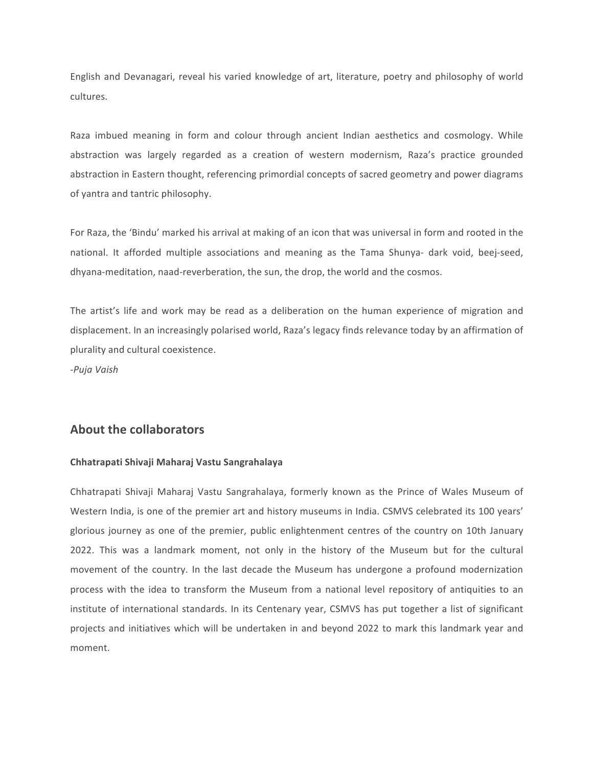English and Devanagari, reveal his varied knowledge of art, literature, poetry and philosophy of world cultures.

Raza imbued meaning in form and colour through ancient Indian aesthetics and cosmology. While abstraction was largely regarded as a creation of western modernism, Raza's practice grounded abstraction in Eastern thought, referencing primordial concepts of sacred geometry and power diagrams of yantra and tantric philosophy.

For Raza, the 'Bindu' marked his arrival at making of an icon that was universal in form and rooted in the national. It afforded multiple associations and meaning as the Tama Shunya- dark void, beej-seed, dhyana-meditation, naad-reverberation, the sun, the drop, the world and the cosmos.

The artist's life and work may be read as a deliberation on the human experience of migration and displacement. In an increasingly polarised world, Raza's legacy finds relevance today by an affirmation of plurality and cultural coexistence.

*-Puja Vaish*

## About the collaborators

**Chhatrapati Shivaji Maharaj Vastu Sangrahalaya**

Chhatrapati Shivaji Maharaj Vastu Sangrahalaya, formerly known as the Prince of Wales Museum of Western India, is one of the premier art and history museums in India. CSMVS celebrated its 100 years' glorious journey as one of the premier, public enlightenment centres of the country on 10th January 2022. This was a landmark moment, not only in the history of the Museum but for the cultural movement of the country. In the last decade the Museum has undergone a profound modernization process with the idea to transform the Museum from a national level repository of antiquities to an institute of international standards. In its Centenary year, CSMVS has put together a list of significant projects and initiatives which will be undertaken in and beyond 2022 to mark this landmark year and moment.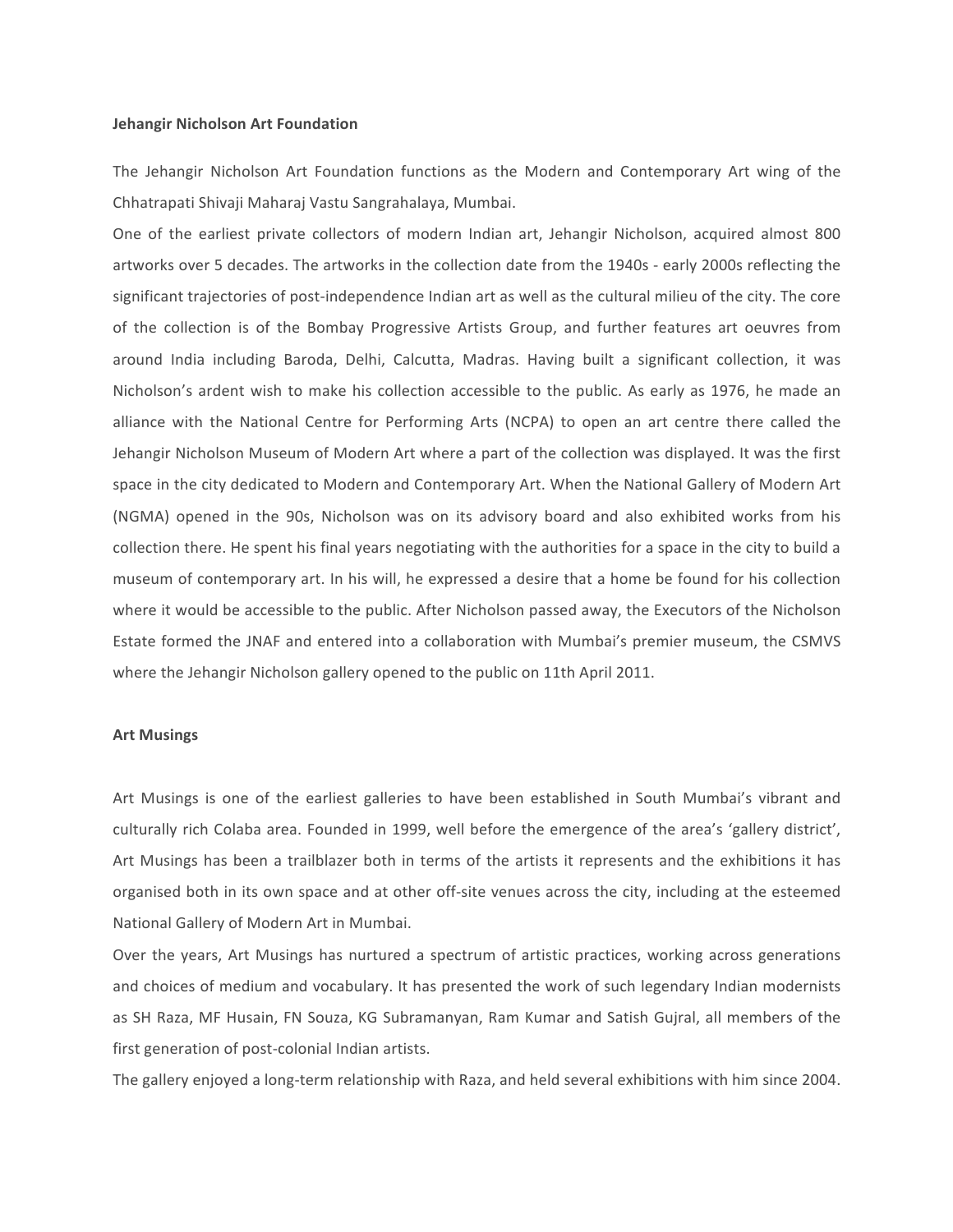**Jehangir Nicholson Art Foundation**

The Jehangir Nicholson Art Foundation functions as the Modern and Contemporary Art wing of the Chhatrapati Shivaji Maharaj Vastu Sangrahalaya, Mumbai.

One of the earliest private collectors of modern Indian art, Jehangir Nicholson, acquired almost 800 artworks over 5 decades. The artworks in the collection date from the 1940s - early 2000s reflecting the significant trajectories of post-independence Indian art as well as the cultural milieu of the city. The core of the collection is of the Bombay Progressive Artists Group, and further features art oeuvres from around India including Baroda, Delhi, Calcutta, Madras. Having built a significant collection, it was Nicholson's ardent wish to make his collection accessible to the public. As early as 1976, he made an alliance with the National Centre for Performing Arts (NCPA) to open an art centre there called the Jehangir Nicholson Museum of Modern Art where a part of the collection was displayed. It was the first space in the city dedicated to Modern and Contemporary Art. When the National Gallery of Modern Art (NGMA) opened in the 90s, Nicholson was on its advisory board and also exhibited works from his collection there. He spent his final years negotiating with the authorities for a space in the city to build a museum of contemporary art. In his will, he expressed a desire that a home be found for his collection where it would be accessible to the public. After Nicholson passed away, the Executors of the Nicholson Estate formed the JNAF and entered into a collaboration with Mumbai's premier museum, the CSMVS where the Jehangir Nicholson gallery opened to the public on 11th April 2011.

**Art Musings**

Art Musings is one of the earliest galleries to have been established in South Mumbai's vibrant and culturally rich Colaba area. Founded in 1999, well before the emergence of the area's 'gallery district', Art Musings has been a trailblazer both in terms of the artists it represents and the exhibitions it has organised both in its own space and at other off-site venues across the city, including at the esteemed National Gallery of Modern Art in Mumbai.

Over the years, Art Musings has nurtured a spectrum of artistic practices, working across generations and choices of medium and vocabulary. It has presented the work of such legendary Indian modernists as SH Raza, MF Husain, FN Souza, KG Subramanyan, Ram Kumar and Satish Gujral, all members of the first generation of post-colonial Indian artists.

The gallery enjoyed a long-term relationship with Raza, and held several exhibitions with him since 2004.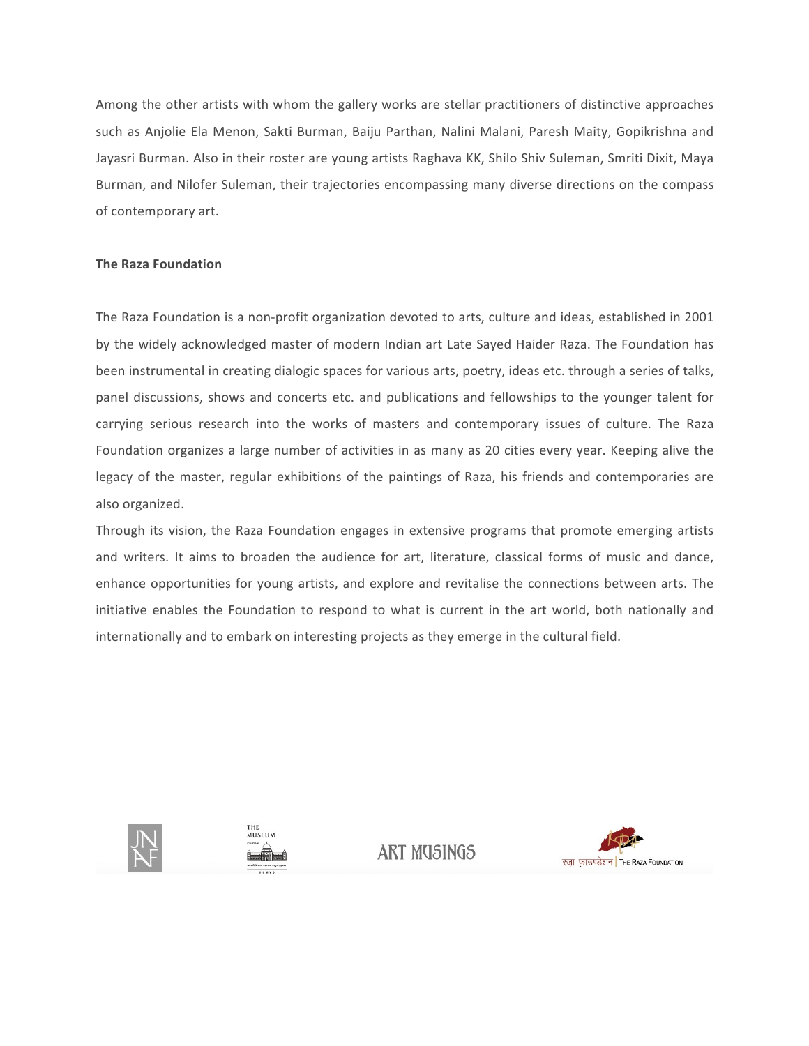Among the other artists with whom the gallery works are stellar practitioners of distinctive approaches such as Anjolie Ela Menon, Sakti Burman, Baiju Parthan, Nalini Malani, Paresh Maity, Gopikrishna and Jayasri Burman. Also in their roster are young artists Raghava KK, Shilo Shiv Suleman, Smriti Dixit, Maya Burman, and Nilofer Suleman, their trajectories encompassing many diverse directions on the compass of contemporary art.

**The Raza Foundation**

The Raza Foundation is a non-profit organization devoted to arts, culture and ideas, established in 2001 by the widely acknowledged master of modern Indian art Late Sayed Haider Raza. The Foundation has been instrumental in creating dialogic spaces for various arts, poetry, ideas etc. through a series of talks, panel discussions, shows and concerts etc. and publications and fellowships to the younger talent for carrying serious research into the works of masters and contemporary issues of culture. The Raza Foundation organizes a large number of activities in as many as 20 cities every year. Keeping alive the legacy of the master, regular exhibitions of the paintings of Raza, his friends and contemporaries are also organized.

Through its vision, the Raza Foundation engages in extensive programs that promote emerging artists and writers. It aims to broaden the audience for art, literature, classical forms of music and dance, enhance opportunities for young artists, and explore and revitalise the connections between arts. The initiative enables the Foundation to respond to what is current in the art world, both nationally and internationally and to embark on interesting projects as they emerge in the cultural field.

JNAF

THE MUSEUM

ART MUSINGS

रज़ा फ़ाउण्डेशन | THE RAZA FOUNDATION